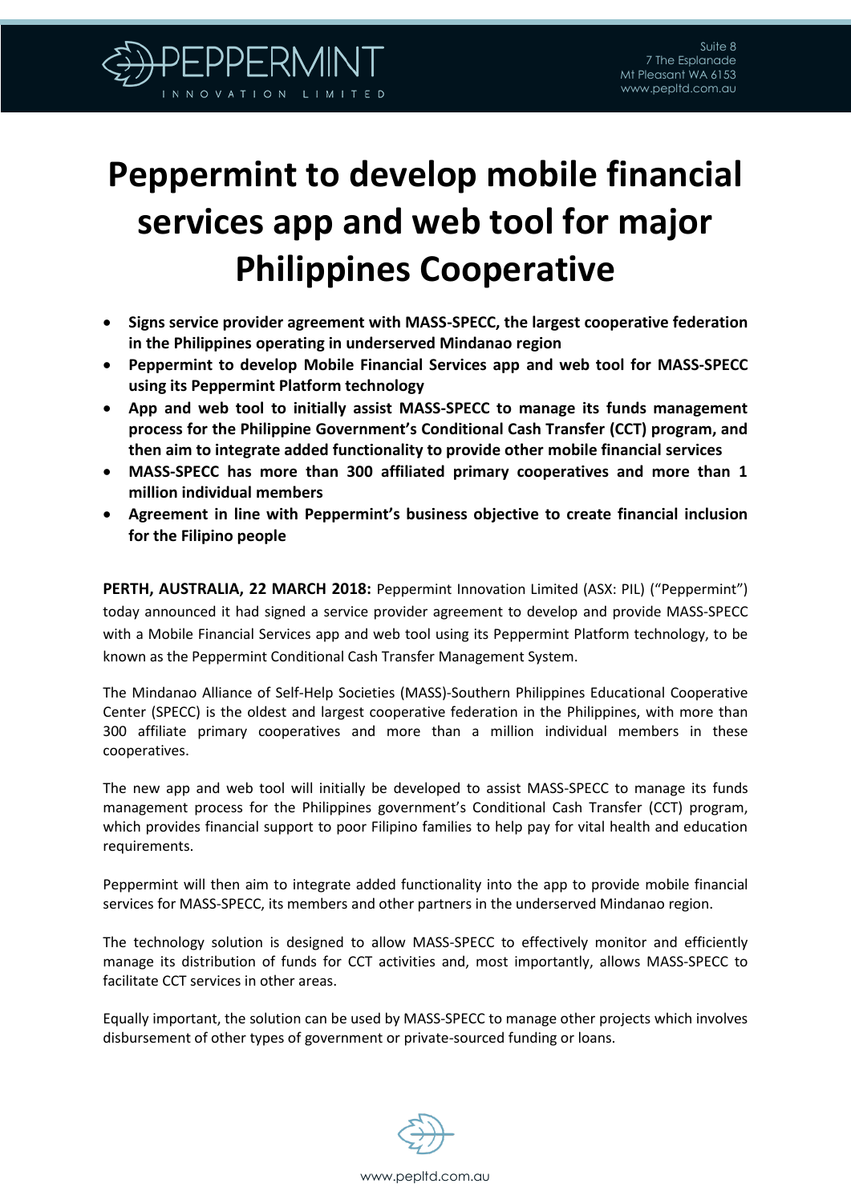# Peppermint to develop mobile financial services app and web tool for major Philippines Cooperative

- **Signs service provider agreement with MASS-SPECC, the largest cooperative federation in the Philippines operating in underserved Mindanao region**
- **Peppermint to develop Mobile Financial Services app and web tool for MASS-SPECC using its Peppermint Platform technology**
- **App and web tool to initially assist MASS-SPECC to manage its funds management process for the Philippine Government's Conditional Cash Transfer (CCT) program, and then aim to integrate added functionality to provide other mobile financial services**
- **MASS-SPECC has more than 300 affiliated primary cooperatives and more than 1 million individual members**
- **Agreement in line with Peppermint's business objective to create financial inclusion for the Filipino people**

**PERTH, AUSTRALIA, 22 MARCH 2018:** Peppermint Innovation Limited (ASX: PIL) ("Peppermint") today announced it had signed a service provider agreement to develop and provide MASS-SPECC with a Mobile Financial Services app and web tool using its Peppermint Platform technology, to be known as the Peppermint Conditional Cash Transfer Management System.

The Mindanao Alliance of Self-Help Societies (MASS)-Southern Philippines Educational Cooperative Center (SPECC) is the oldest and largest cooperative federation in the Philippines, with more than 300 affiliate primary cooperatives and more than a million individual members in these cooperatives.

The new app and web tool will initially be developed to assist MASS-SPECC to manage its funds management process for the Philippines government's Conditional Cash Transfer (CCT) program, which provides financial support to poor Filipino families to help pay for vital health and education requirements.

Peppermint will then aim to integrate added functionality into the app to provide mobile financial services for MASS-SPECC, its members and other partners in the underserved Mindanao region.

The technology solution is designed to allow MASS-SPECC to effectively monitor and efficiently manage its distribution of funds for CCT activities and, most importantly, allows MASS-SPECC to facilitate CCT services in other areas.

Equally important, the solution can be used by MASS-SPECC to manage other projects which involves disbursement of other types of government or private-sourced funding or loans.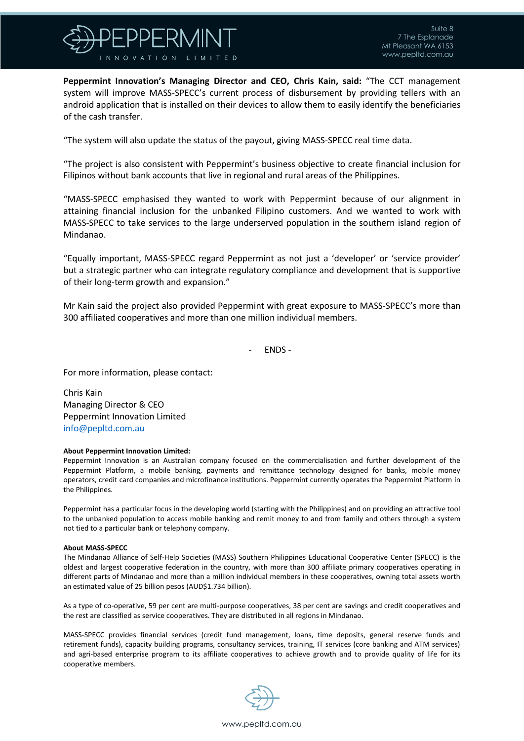**Peppermint Innovation's Managing Director and CEO, Chris Kain, said:** "The CCT management system will improve MASS-SPECC's current process of disbursement by providing tellers with an android application that is installed on their devices to allow them to easily identify the beneficiaries of the cash transfer.

"The system will also update the status of the payout, giving MASS-SPECC real time data.

"The project is also consistent with Peppermint's business objective to create financial inclusion for Filipinos without bank accounts that live in regional and rural areas of the Philippines.

"MASS-SPECC emphasised they wanted to work with Peppermint because of our alignment in attaining financial inclusion for the unbanked Filipino customers. And we wanted to work with MASS-SPECC to take services to the large underserved population in the southern island region of Mindanao.

"Equally important, MASS-SPECC regard Peppermint as not just a 'developer' or 'service provider' but a strategic partner who can integrate regulatory compliance and development that is supportive of their long-term growth and expansion."

Mr Kain said the project also provided Peppermint with great exposure to MASS-SPECC's more than 300 affiliated cooperatives and more than one million individual members.

\- ENDS -

For more information, please contact:

Chris Kain
Managing Director & CEO
Peppermint Innovation Limited
info@pepltd.com.au

**About Peppermint Innovation Limited:**

Peppermint Innovation is an Australian company focused on the commercialisation and further development of the Peppermint Platform, a mobile banking, payments and remittance technology designed for banks, mobile money operators, credit card companies and microfinance institutions. Peppermint currently operates the Peppermint Platform in the Philippines.

Peppermint has a particular focus in the developing world (starting with the Philippines) and on providing an attractive tool to the unbanked population to access mobile banking and remit money to and from family and others through a system not tied to a particular bank or telephony company.

**About MASS-SPECC**

The Mindanao Alliance of Self-Help Societies (MASS) Southern Philippines Educational Cooperative Center (SPECC) is the oldest and largest cooperative federation in the country, with more than 300 affiliate primary cooperatives operating in different parts of Mindanao and more than a million individual members in these cooperatives, owning total assets worth an estimated value of 25 billion pesos (AUD$1.734 billion).

As a type of co-operative, 59 per cent are multi-purpose cooperatives, 38 per cent are savings and credit cooperatives and the rest are classified as service cooperatives. They are distributed in all regions in Mindanao.

MASS-SPECC provides financial services (credit fund management, loans, time deposits, general reserve funds and retirement funds), capacity building programs, consultancy services, training, IT services (core banking and ATM services) and agri-based enterprise program to its affiliate cooperatives to achieve growth and to provide quality of life for its cooperative members.